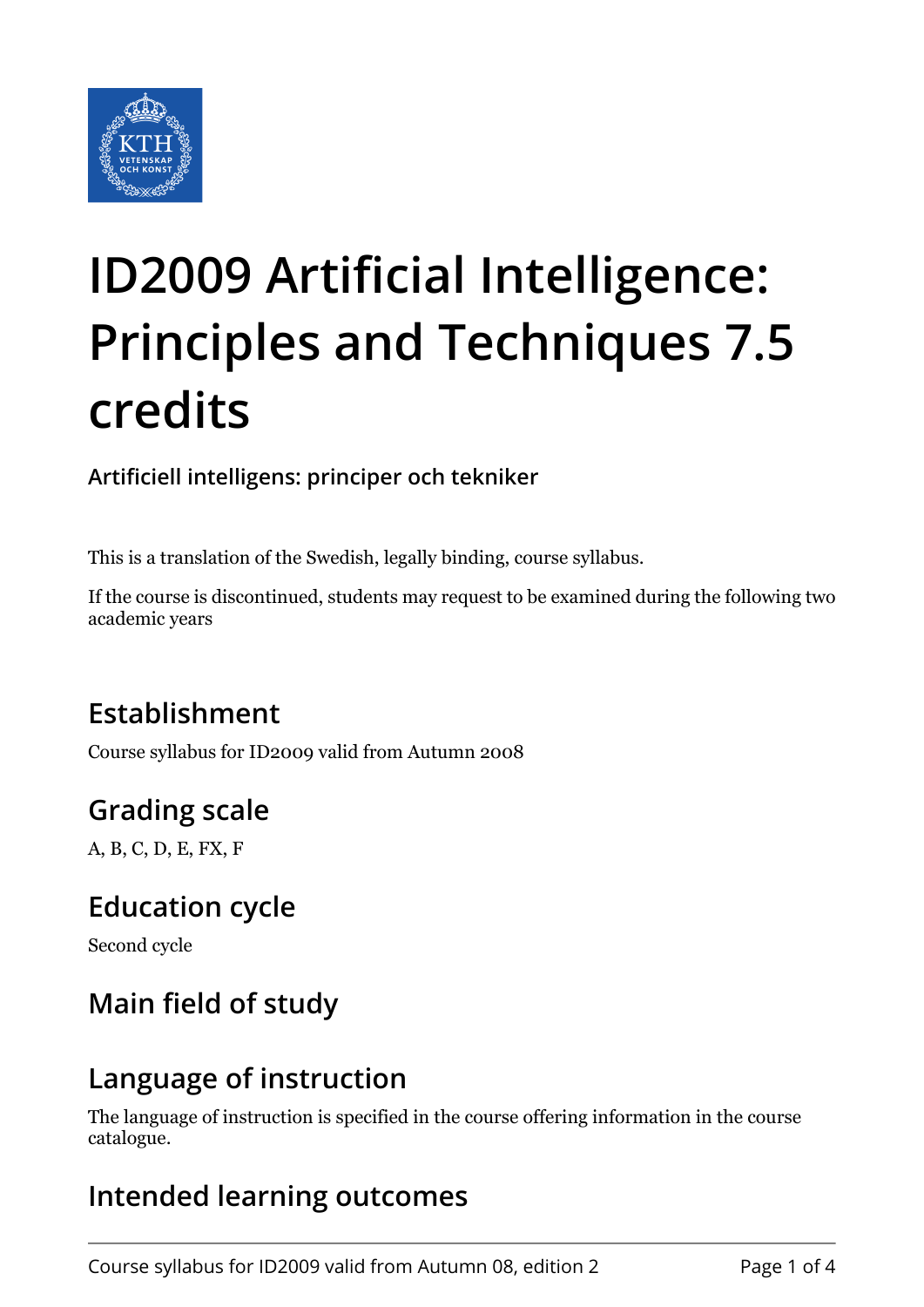# ID2009 Artificial Intelligence: Principles and Techniques 7.5 credits

**Artificiell intelligens: principer och tekniker**

This is a translation of the Swedish, legally binding, course syllabus.

If the course is discontinued, students may request to be examined during the following two academic years

## Establishment

Course syllabus for ID2009 valid from Autumn 2008

## Grading scale

A, B, C, D, E, FX, F

## Education cycle

Second cycle

## Main field of study

## Language of instruction

The language of instruction is specified in the course offering information in the course catalogue.

## Intended learning outcomes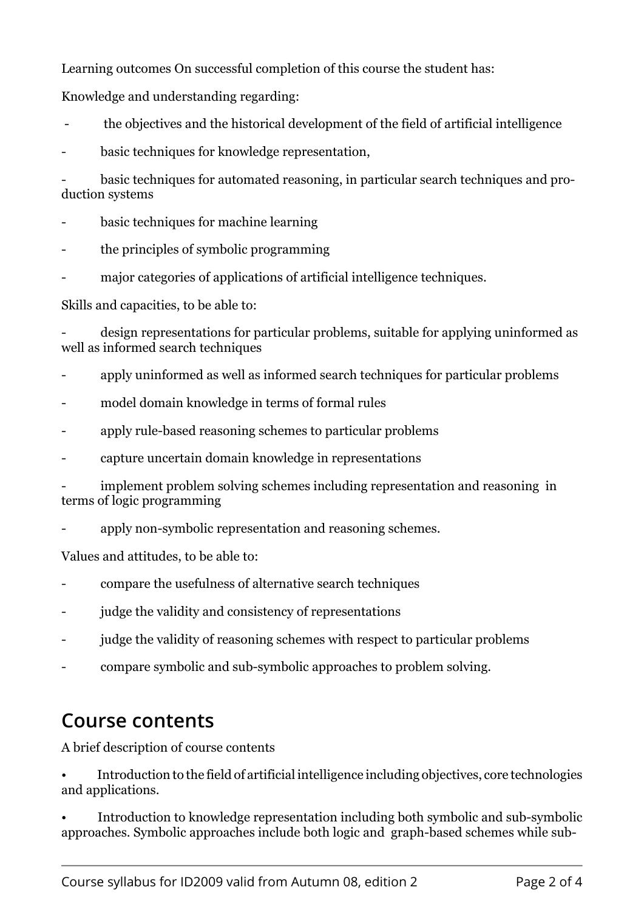Learning outcomes On successful completion of this course the student has:

Knowledge and understanding regarding:

- the objectives and the historical development of the field of artificial intelligence
- basic techniques for knowledge representation,
- basic techniques for automated reasoning, in particular search techniques and production systems
- basic techniques for machine learning
- the principles of symbolic programming
- major categories of applications of artificial intelligence techniques.

Skills and capacities, to be able to:

- design representations for particular problems, suitable for applying uninformed as well as informed search techniques
- apply uninformed as well as informed search techniques for particular problems
- model domain knowledge in terms of formal rules
- apply rule-based reasoning schemes to particular problems
- capture uncertain domain knowledge in representations
- implement problem solving schemes including representation and reasoning in terms of logic programming
- apply non-symbolic representation and reasoning schemes.

Values and attitudes, to be able to:

- compare the usefulness of alternative search techniques
- judge the validity and consistency of representations
- judge the validity of reasoning schemes with respect to particular problems
- compare symbolic and sub-symbolic approaches to problem solving.

## Course contents

A brief description of course contents

- Introduction to the field of artificial intelligence including objectives, core technologies and applications.
- Introduction to knowledge representation including both symbolic and sub-symbolic approaches. Symbolic approaches include both logic and graph-based schemes while sub-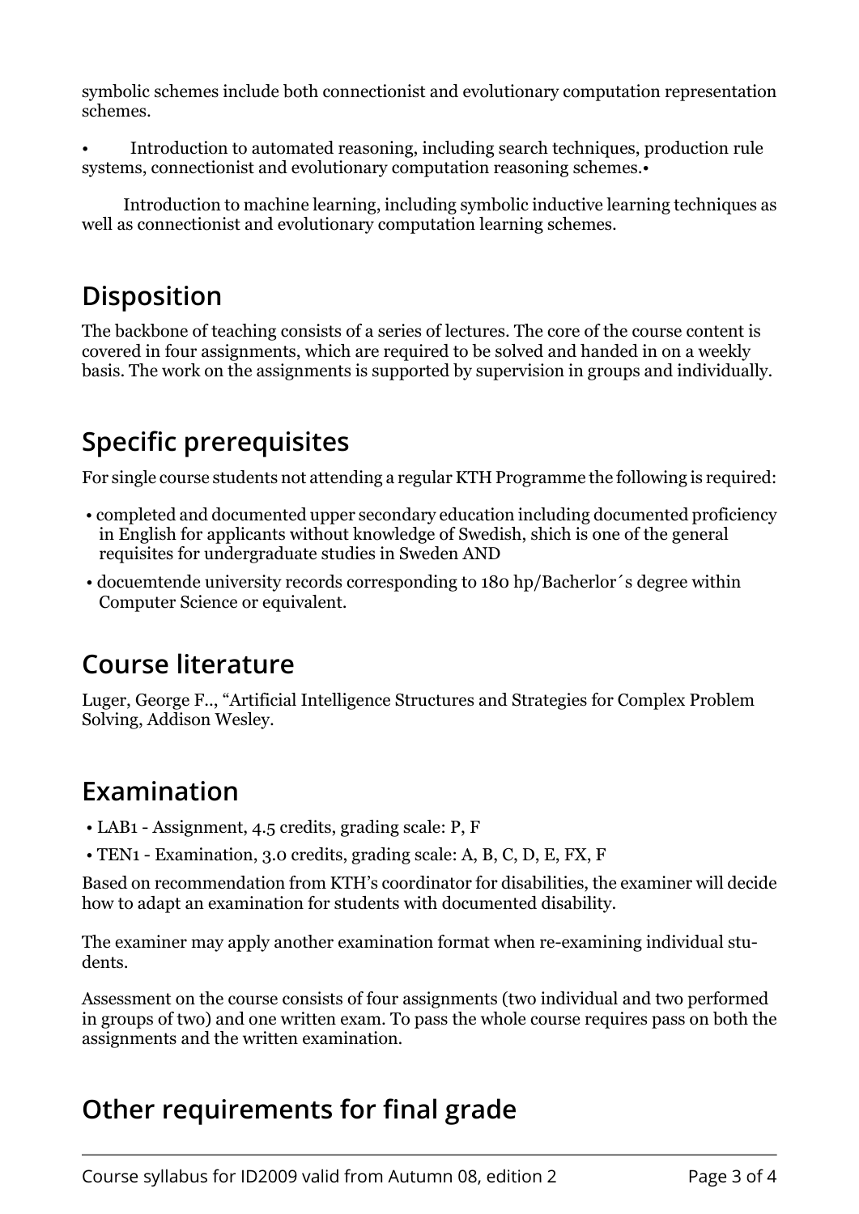symbolic schemes include both connectionist and evolutionary computation representation schemes.

• Introduction to automated reasoning, including search techniques, production rule systems, connectionist and evolutionary computation reasoning schemes.•

Introduction to machine learning, including symbolic inductive learning techniques as well as connectionist and evolutionary computation learning schemes.

## Disposition

The backbone of teaching consists of a series of lectures. The core of the course content is covered in four assignments, which are required to be solved and handed in on a weekly basis. The work on the assignments is supported by supervision in groups and individually.

## Specific prerequisites

For single course students not attending a regular KTH Programme the following is required:

- completed and documented upper secondary education including documented proficiency in English for applicants without knowledge of Swedish, shich is one of the general requisites for undergraduate studies in Sweden AND
- docuemtende university records corresponding to 180 hp/Bacherlor´s degree within Computer Science or equivalent.

## Course literature

Luger, George F.., "Artificial Intelligence Structures and Strategies for Complex Problem Solving, Addison Wesley.

## Examination

- LAB1 - Assignment, 4.5 credits, grading scale: P, F
- TEN1 - Examination, 3.0 credits, grading scale: A, B, C, D, E, FX, F

Based on recommendation from KTH's coordinator for disabilities, the examiner will decide how to adapt an examination for students with documented disability.

The examiner may apply another examination format when re-examining individual students.

Assessment on the course consists of four assignments (two individual and two performed in groups of two) and one written exam. To pass the whole course requires pass on both the assignments and the written examination.

## Other requirements for final grade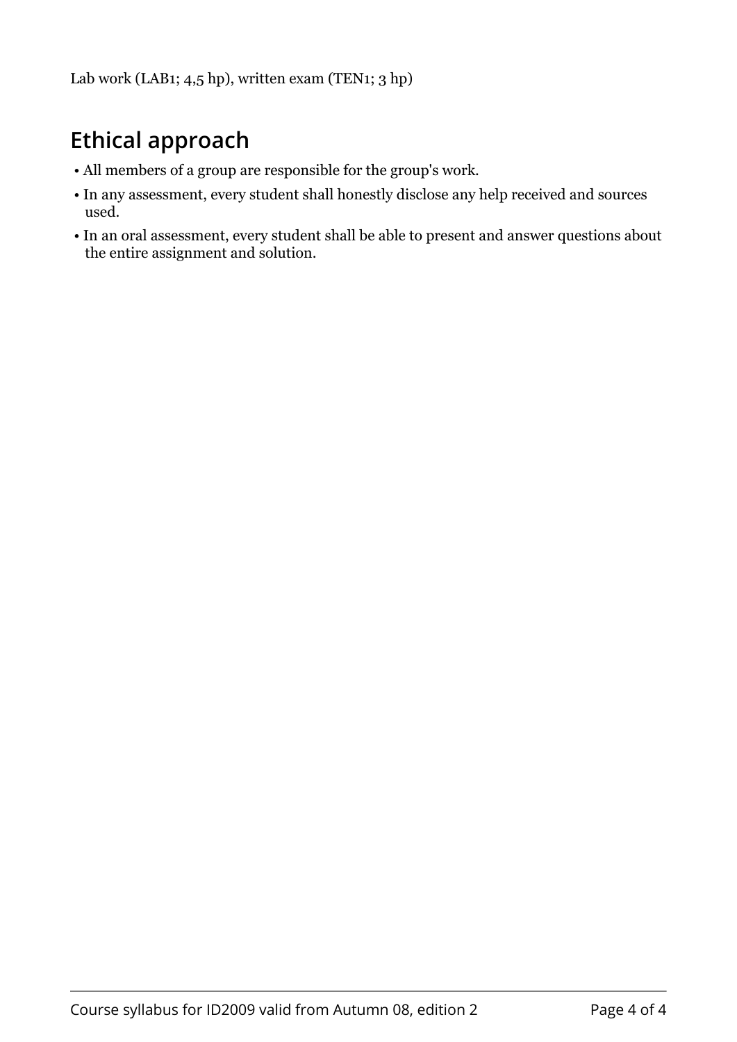Lab work (LAB1; 4,5 hp), written exam (TEN1; 3 hp)

## Ethical approach

- All members of a group are responsible for the group's work.
- In any assessment, every student shall honestly disclose any help received and sources used.
- In an oral assessment, every student shall be able to present and answer questions about the entire assignment and solution.